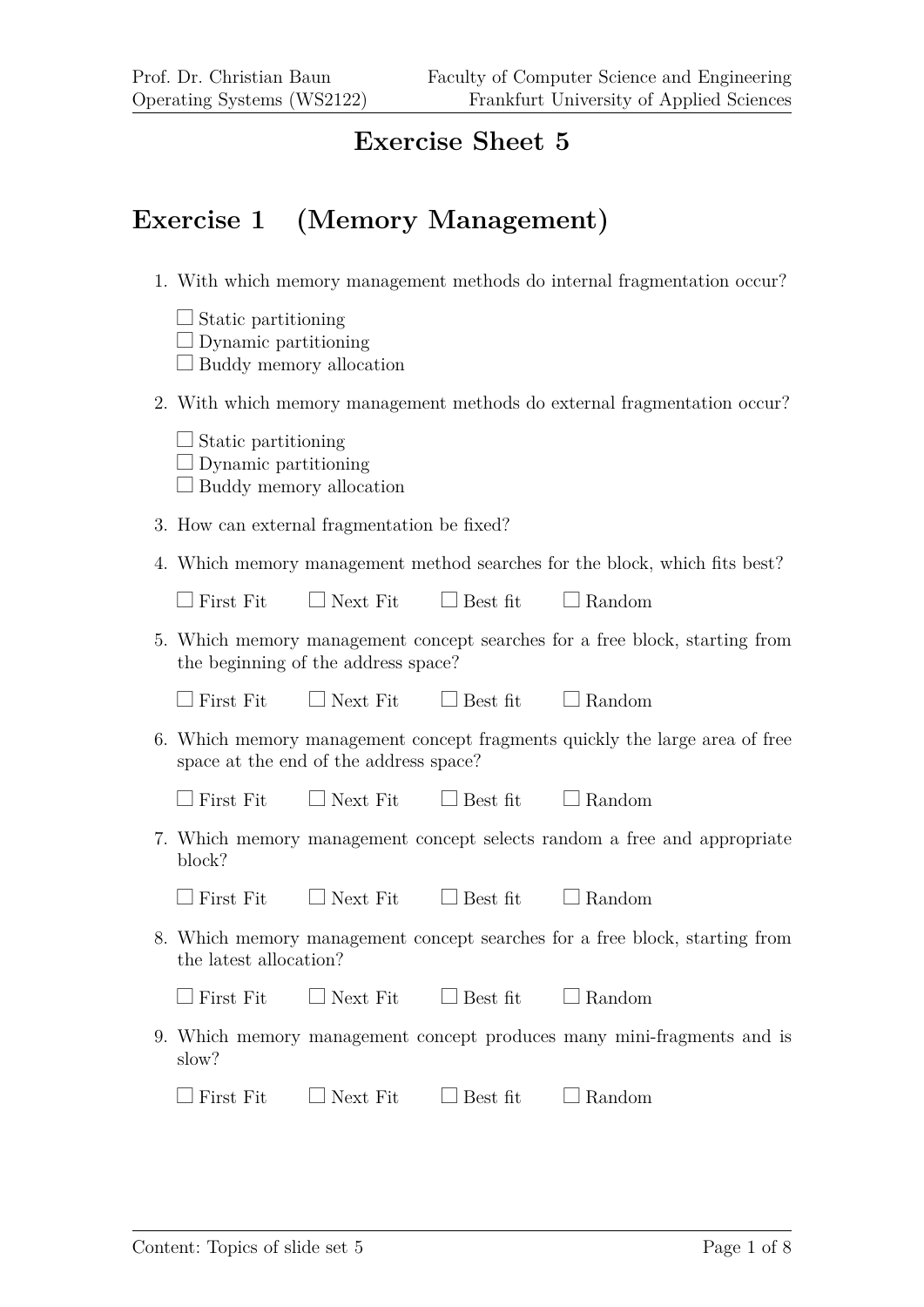# Exercise Sheet 5

## Exercise 1 (Memory Management)

1. With which memory management methods do internal fragmentation occur?

   ☐ Static partitioning
   ☐ Dynamic partitioning
   ☐ Buddy memory allocation

2. With which memory management methods do external fragmentation occur?

   ☐ Static partitioning
   ☐ Dynamic partitioning
   ☐ Buddy memory allocation

3. How can external fragmentation be fixed?

4. Which memory management method searches for the block, which fits best?

   ☐ First Fit ☐ Next Fit ☐ Best fit ☐ Random

5. Which memory management concept searches for a free block, starting from the beginning of the address space?

   ☐ First Fit ☐ Next Fit ☐ Best fit ☐ Random

6. Which memory management concept fragments quickly the large area of free space at the end of the address space?

   ☐ First Fit ☐ Next Fit ☐ Best fit ☐ Random

7. Which memory management concept selects random a free and appropriate block?

   ☐ First Fit ☐ Next Fit ☐ Best fit ☐ Random

8. Which memory management concept searches for a free block, starting from the latest allocation?

   ☐ First Fit ☐ Next Fit ☐ Best fit ☐ Random

9. Which memory management concept produces many mini-fragments and is slow?

   ☐ First Fit ☐ Next Fit ☐ Best fit ☐ Random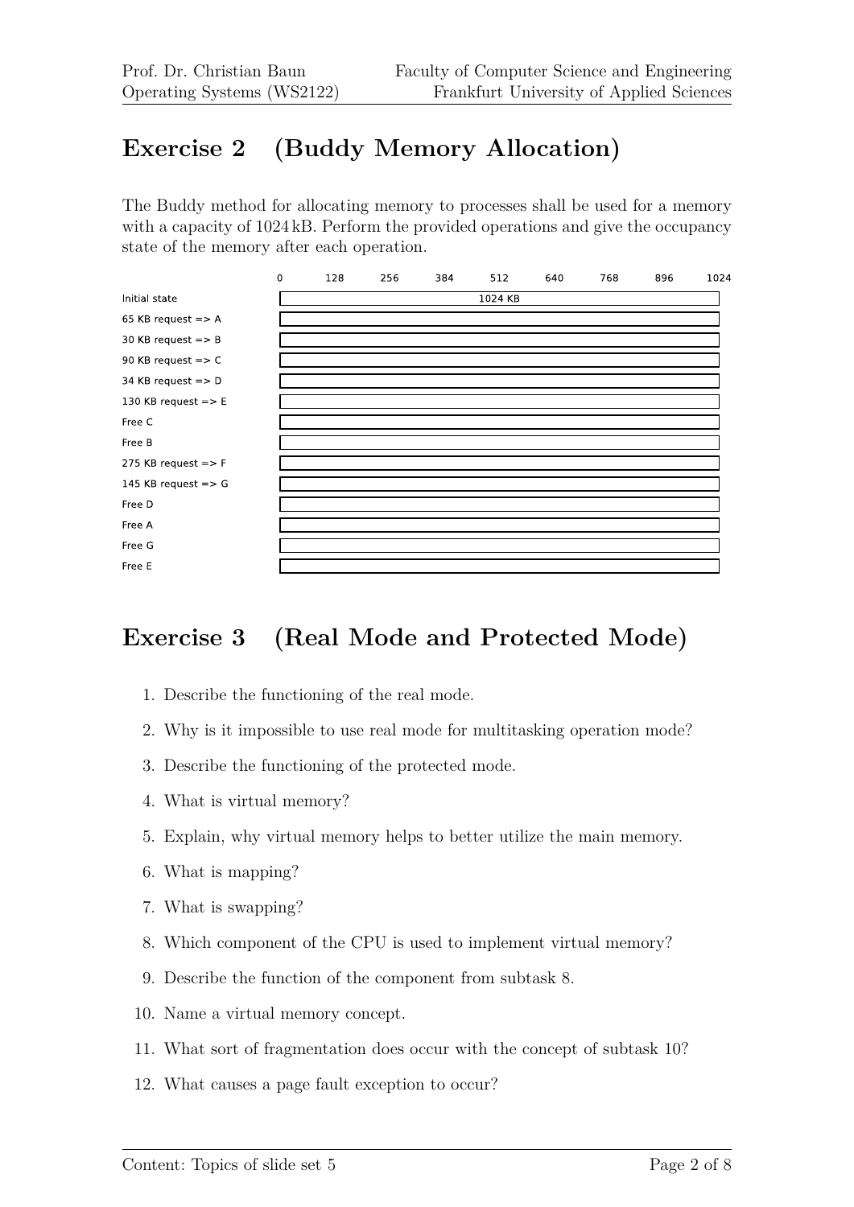# Exercise 2 (Buddy Memory Allocation)

The Buddy method for allocating memory to processes shall be used for a memory with a capacity of 1024 kB. Perform the provided operations and give the occupancy state of the memory after each operation.

| | 0 | 128 | 256 | 384 | 512 | 640 | 768 | 896 | 1024 |
|---|---|---|---|---|---|---|---|---|---|
| Initial state | 1024 KB | | | | | | | | |
| 65 KB request => A | | | | | | | | | |
| 30 KB request => B | | | | | | | | | |
| 90 KB request => C | | | | | | | | | |
| 34 KB request => D | | | | | | | | | |
| 130 KB request => E | | | | | | | | | |
| Free C | | | | | | | | | |
| Free B | | | | | | | | | |
| 275 KB request => F | | | | | | | | | |
| 145 KB request => G | | | | | | | | | |
| Free D | | | | | | | | | |
| Free A | | | | | | | | | |
| Free G | | | | | | | | | |
| Free E | | | | | | | | | |

# Exercise 3 (Real Mode and Protected Mode)

1. Describe the functioning of the real mode.
2. Why is it impossible to use real mode for multitasking operation mode?
3. Describe the functioning of the protected mode.
4. What is virtual memory?
5. Explain, why virtual memory helps to better utilize the main memory.
6. What is mapping?
7. What is swapping?
8. Which component of the CPU is used to implement virtual memory?
9. Describe the function of the component from subtask 8.
10. Name a virtual memory concept.
11. What sort of fragmentation does occur with the concept of subtask 10?
12. What causes a page fault exception to occur?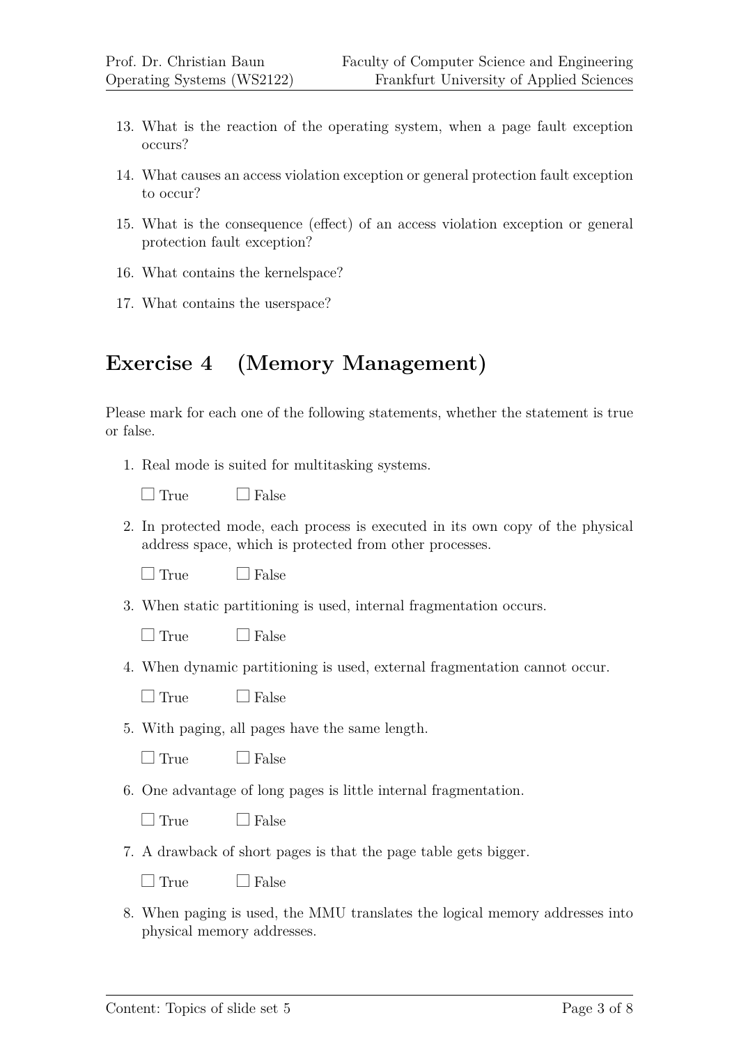13. What is the reaction of the operating system, when a page fault exception occurs?

14. What causes an access violation exception or general protection fault exception to occur?

15. What is the consequence (effect) of an access violation exception or general protection fault exception?

16. What contains the kernelspace?

17. What contains the userspace?

## Exercise 4 (Memory Management)

Please mark for each one of the following statements, whether the statement is true or false.

1. Real mode is suited for multitasking systems.

   ☐ True ☐ False

2. In protected mode, each process is executed in its own copy of the physical address space, which is protected from other processes.

   ☐ True ☐ False

3. When static partitioning is used, internal fragmentation occurs.

   ☐ True ☐ False

4. When dynamic partitioning is used, external fragmentation cannot occur.

   ☐ True ☐ False

5. With paging, all pages have the same length.

   ☐ True ☐ False

6. One advantage of long pages is little internal fragmentation.

   ☐ True ☐ False

7. A drawback of short pages is that the page table gets bigger.

   ☐ True ☐ False

8. When paging is used, the MMU translates the logical memory addresses into physical memory addresses.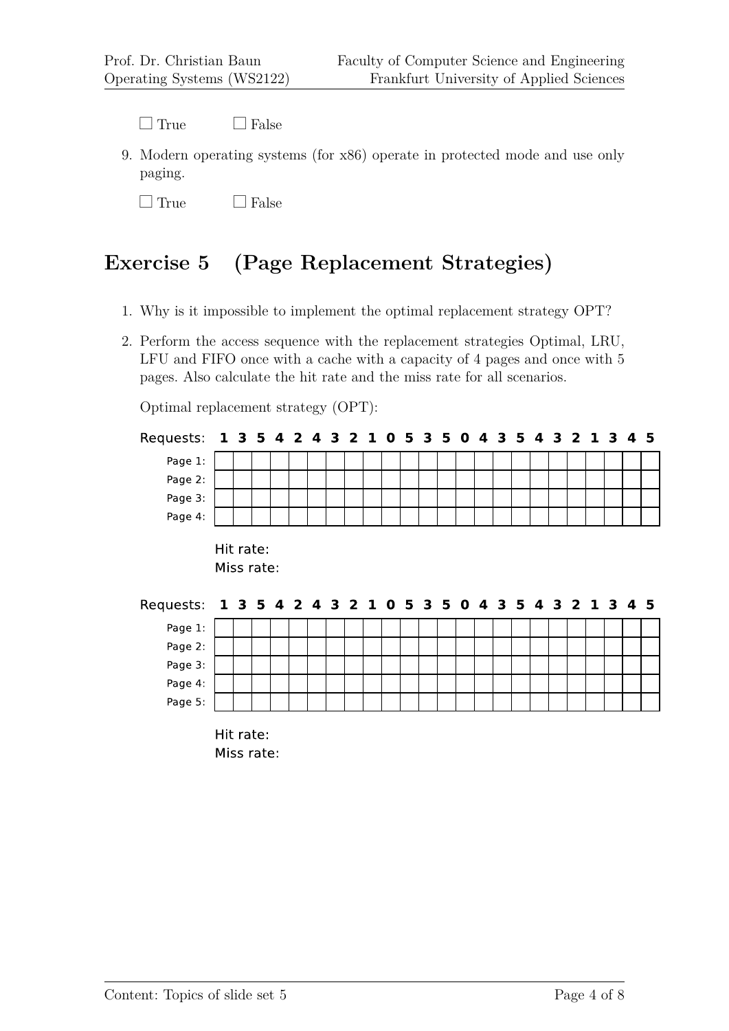☐ True ☐ False

9. Modern operating systems (for x86) operate in protected mode and use only paging.

   ☐ True ☐ False

## Exercise 5 (Page Replacement Strategies)

1. Why is it impossible to implement the optimal replacement strategy OPT?

2. Perform the access sequence with the replacement strategies Optimal, LRU, LFU and FIFO once with a cache with a capacity of 4 pages and once with 5 pages. Also calculate the hit rate and the miss rate for all scenarios.

   Optimal replacement strategy (OPT):

| Requests: | 1 | 3 | 5 | 4 | 2 | 4 | 3 | 2 | 1 | 0 | 5 | 3 | 5 | 0 | 4 | 3 | 5 | 4 | 3 | 2 | 1 | 3 | 4 | 5 |
|---|---|---|---|---|---|---|---|---|---|---|---|---|---|---|---|---|---|---|---|---|---|---|---|---|
| Page 1: | | | | | | | | | | | | | | | | | | | | | | | | |
| Page 2: | | | | | | | | | | | | | | | | | | | | | | | | |
| Page 3: | | | | | | | | | | | | | | | | | | | | | | | | |
| Page 4: | | | | | | | | | | | | | | | | | | | | | | | | |

   Hit rate:
   Miss rate:

| Requests: | 1 | 3 | 5 | 4 | 2 | 4 | 3 | 2 | 1 | 0 | 5 | 3 | 5 | 0 | 4 | 3 | 5 | 4 | 3 | 2 | 1 | 3 | 4 | 5 |
|---|---|---|---|---|---|---|---|---|---|---|---|---|---|---|---|---|---|---|---|---|---|---|---|---|
| Page 1: | | | | | | | | | | | | | | | | | | | | | | | | |
| Page 2: | | | | | | | | | | | | | | | | | | | | | | | | |
| Page 3: | | | | | | | | | | | | | | | | | | | | | | | | |
| Page 4: | | | | | | | | | | | | | | | | | | | | | | | | |
| Page 5: | | | | | | | | | | | | | | | | | | | | | | | | |

   Hit rate:
   Miss rate: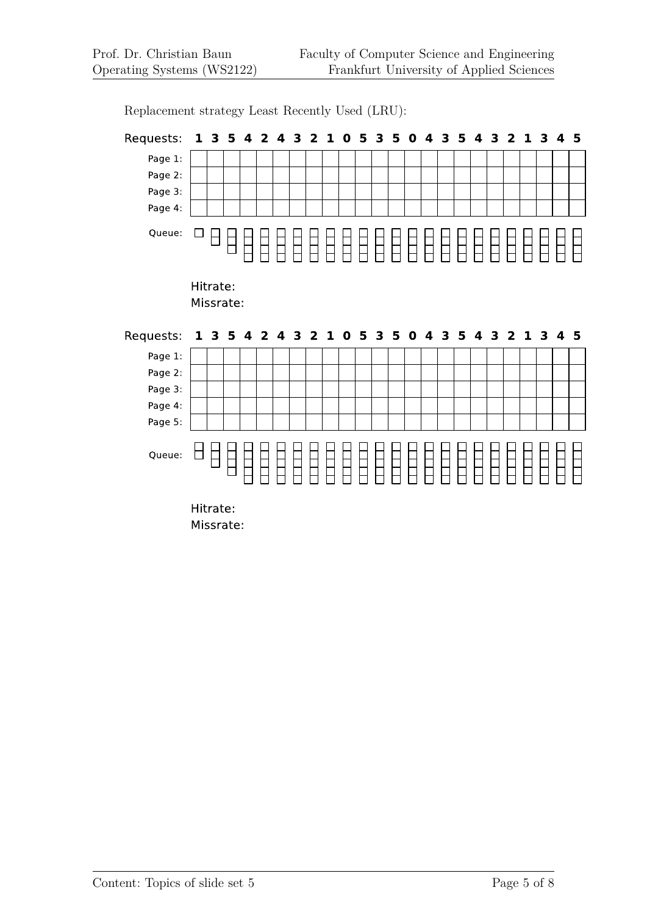Replacement strategy Least Recently Used (LRU):

| Requests: | 1 | 3 | 5 | 4 | 2 | 4 | 3 | 2 | 1 | 0 | 5 | 3 | 5 | 0 | 4 | 3 | 5 | 4 | 3 | 2 | 1 | 3 | 4 | 5 |
|---|---|---|---|---|---|---|---|---|---|---|---|---|---|---|---|---|---|---|---|---|---|---|---|---|
| Page 1: | | | | | | | | | | | | | | | | | | | | | | | | |
| Page 2: | | | | | | | | | | | | | | | | | | | | | | | | |
| Page 3: | | | | | | | | | | | | | | | | | | | | | | | | |
| Page 4: | | | | | | | | | | | | | | | | | | | | | | | | |

Queue:

Hitrate:

Missrate:

| Requests: | 1 | 3 | 5 | 4 | 2 | 4 | 3 | 2 | 1 | 0 | 5 | 3 | 5 | 0 | 4 | 3 | 5 | 4 | 3 | 2 | 1 | 3 | 4 | 5 |
|---|---|---|---|---|---|---|---|---|---|---|---|---|---|---|---|---|---|---|---|---|---|---|---|---|
| Page 1: | | | | | | | | | | | | | | | | | | | | | | | | |
| Page 2: | | | | | | | | | | | | | | | | | | | | | | | | |
| Page 3: | | | | | | | | | | | | | | | | | | | | | | | | |
| Page 4: | | | | | | | | | | | | | | | | | | | | | | | | |
| Page 5: | | | | | | | | | | | | | | | | | | | | | | | | |

Queue:

Hitrate:

Missrate: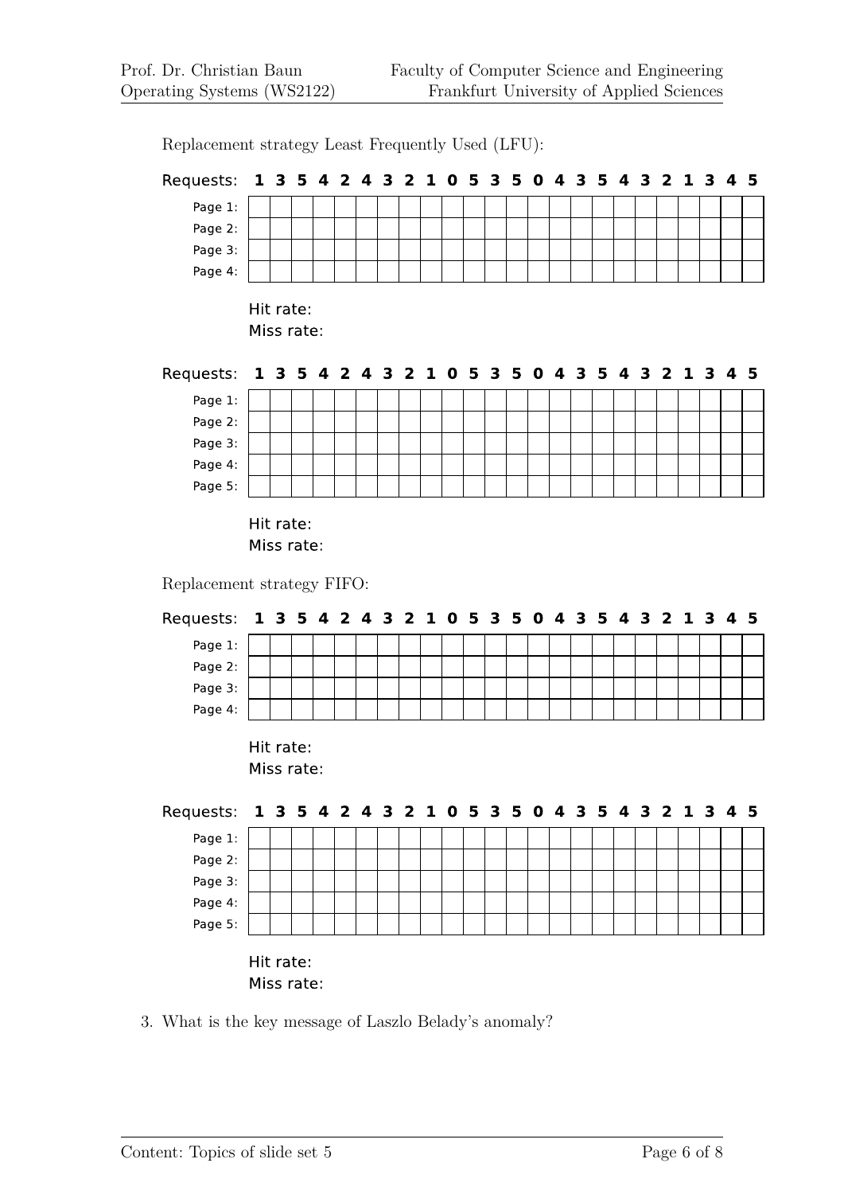Replacement strategy Least Frequently Used (LFU):

| Requests: | 1 | 3 | 5 | 4 | 2 | 4 | 3 | 2 | 1 | 0 | 5 | 3 | 5 | 0 | 4 | 3 | 5 | 4 | 3 | 2 | 1 | 3 | 4 | 5 |
|---|---|---|---|---|---|---|---|---|---|---|---|---|---|---|---|---|---|---|---|---|---|---|---|---|
| Page 1: | | | | | | | | | | | | | | | | | | | | | | | | |
| Page 2: | | | | | | | | | | | | | | | | | | | | | | | | |
| Page 3: | | | | | | | | | | | | | | | | | | | | | | | | |
| Page 4: | | | | | | | | | | | | | | | | | | | | | | | | |

Hit rate:
Miss rate:

| Requests: | 1 | 3 | 5 | 4 | 2 | 4 | 3 | 2 | 1 | 0 | 5 | 3 | 5 | 0 | 4 | 3 | 5 | 4 | 3 | 2 | 1 | 3 | 4 | 5 |
|---|---|---|---|---|---|---|---|---|---|---|---|---|---|---|---|---|---|---|---|---|---|---|---|---|
| Page 1: | | | | | | | | | | | | | | | | | | | | | | | | |
| Page 2: | | | | | | | | | | | | | | | | | | | | | | | | |
| Page 3: | | | | | | | | | | | | | | | | | | | | | | | | |
| Page 4: | | | | | | | | | | | | | | | | | | | | | | | | |
| Page 5: | | | | | | | | | | | | | | | | | | | | | | | | |

Hit rate:
Miss rate:

Replacement strategy FIFO:

| Requests: | 1 | 3 | 5 | 4 | 2 | 4 | 3 | 2 | 1 | 0 | 5 | 3 | 5 | 0 | 4 | 3 | 5 | 4 | 3 | 2 | 1 | 3 | 4 | 5 |
|---|---|---|---|---|---|---|---|---|---|---|---|---|---|---|---|---|---|---|---|---|---|---|---|---|
| Page 1: | | | | | | | | | | | | | | | | | | | | | | | | |
| Page 2: | | | | | | | | | | | | | | | | | | | | | | | | |
| Page 3: | | | | | | | | | | | | | | | | | | | | | | | | |
| Page 4: | | | | | | | | | | | | | | | | | | | | | | | | |

Hit rate:
Miss rate:

| Requests: | 1 | 3 | 5 | 4 | 2 | 4 | 3 | 2 | 1 | 0 | 5 | 3 | 5 | 0 | 4 | 3 | 5 | 4 | 3 | 2 | 1 | 3 | 4 | 5 |
|---|---|---|---|---|---|---|---|---|---|---|---|---|---|---|---|---|---|---|---|---|---|---|---|---|
| Page 1: | | | | | | | | | | | | | | | | | | | | | | | | |
| Page 2: | | | | | | | | | | | | | | | | | | | | | | | | |
| Page 3: | | | | | | | | | | | | | | | | | | | | | | | | |
| Page 4: | | | | | | | | | | | | | | | | | | | | | | | | |
| Page 5: | | | | | | | | | | | | | | | | | | | | | | | | |

Hit rate:
Miss rate:

3. What is the key message of Laszlo Belady's anomaly?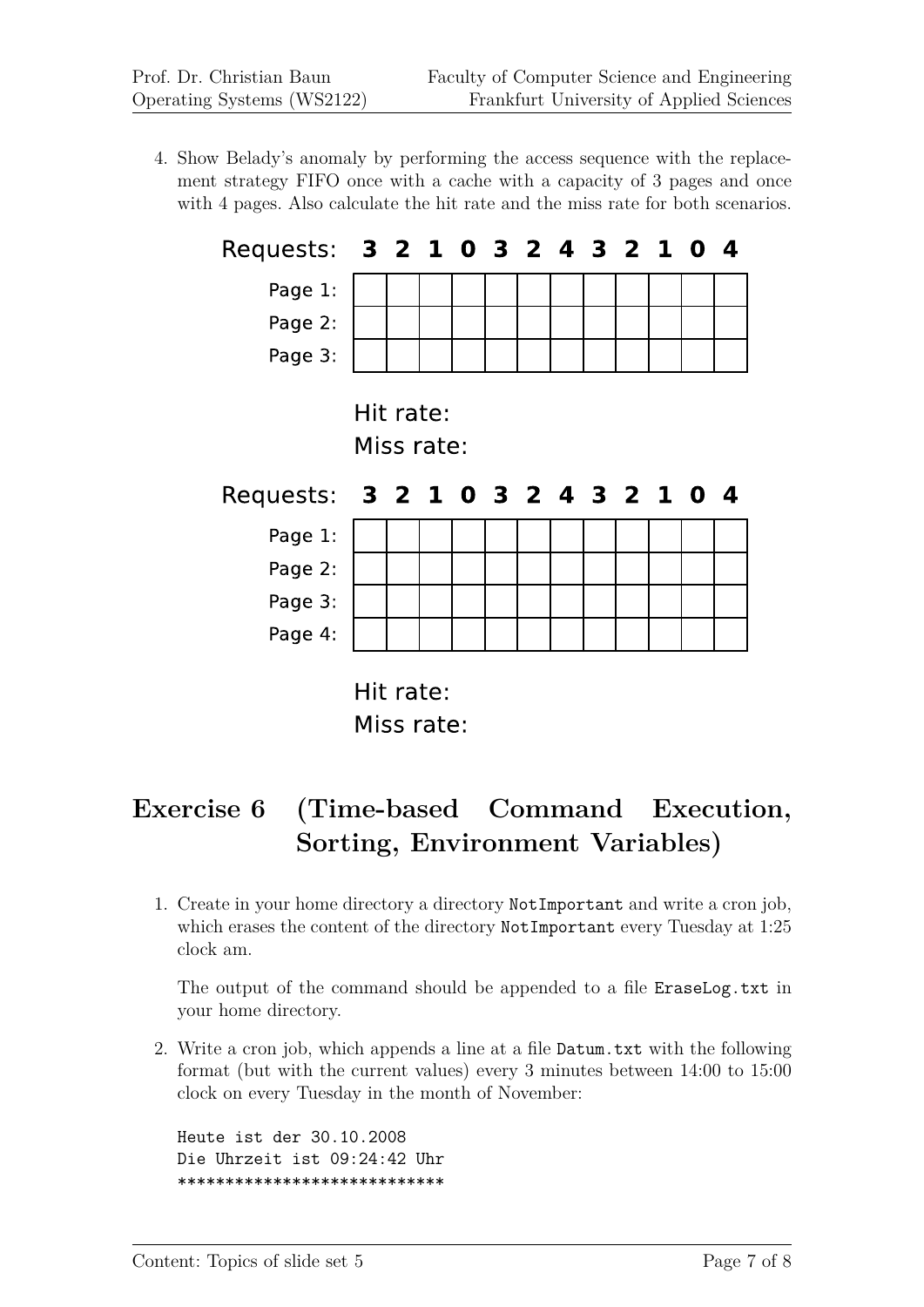4. Show Belady's anomaly by performing the access sequence with the replacement strategy FIFO once with a cache with a capacity of 3 pages and once with 4 pages. Also calculate the hit rate and the miss rate for both scenarios.

| Requests: | **3** | **2** | **1** | **0** | **3** | **2** | **4** | **3** | **2** | **1** | **0** | **4** |
|---|---|---|---|---|---|---|---|---|---|---|---|---|
| Page 1: | | | | | | | | | | | | |
| Page 2: | | | | | | | | | | | | |
| Page 3: | | | | | | | | | | | | |

Hit rate:

Miss rate:

| Requests: | **3** | **2** | **1** | **0** | **3** | **2** | **4** | **3** | **2** | **1** | **0** | **4** |
|---|---|---|---|---|---|---|---|---|---|---|---|---|
| Page 1: | | | | | | | | | | | | |
| Page 2: | | | | | | | | | | | | |
| Page 3: | | | | | | | | | | | | |
| Page 4: | | | | | | | | | | | | |

Hit rate:

Miss rate:

## Exercise 6 (Time-based Command Execution, Sorting, Environment Variables)

1. Create in your home directory a directory `NotImportant` and write a cron job, which erases the content of the directory `NotImportant` every Tuesday at 1:25 clock am.

   The output of the command should be appended to a file `EraseLog.txt` in your home directory.

2. Write a cron job, which appends a line at a file `Datum.txt` with the following format (but with the current values) every 3 minutes between 14:00 to 15:00 clock on every Tuesday in the month of November:

```
Heute ist der 30.10.2008
Die Uhrzeit ist 09:24:42 Uhr
****************************
```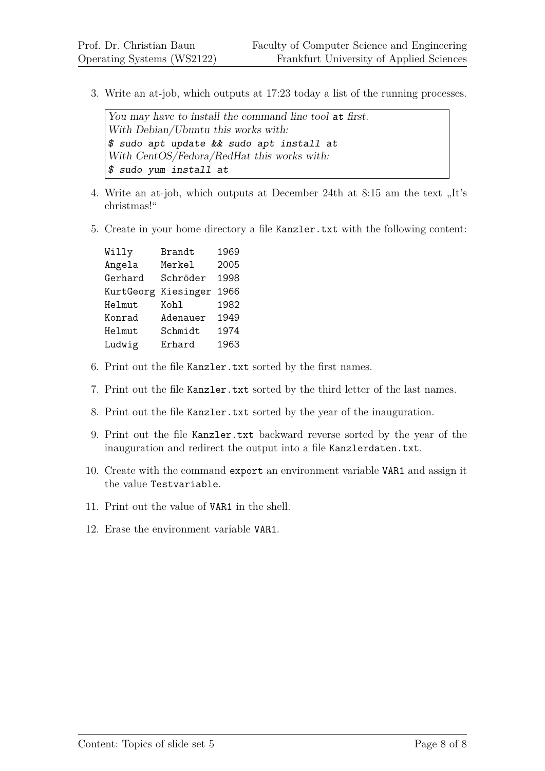3. Write an at-job, which outputs at 17:23 today a list of the running processes.

   > *You may have to install the command line tool* `at` *first.*
   > *With Debian/Ubuntu this works with:*
   > `$ sudo apt update && sudo apt install at`
   > *With CentOS/Fedora/RedHat this works with:*
   > `$ sudo yum install at`

4. Write an at-job, which outputs at December 24th at 8:15 am the text „It's christmas!"

5. Create in your home directory a file `Kanzler.txt` with the following content:

   ```
   Willy     Brandt    1969
   Angela    Merkel    2005
   Gerhard   Schröder  1998
   KurtGeorg Kiesinger 1966
   Helmut    Kohl      1982
   Konrad    Adenauer  1949
   Helmut    Schmidt   1974
   Ludwig    Erhard    1963
   ```

6. Print out the file `Kanzler.txt` sorted by the first names.

7. Print out the file `Kanzler.txt` sorted by the third letter of the last names.

8. Print out the file `Kanzler.txt` sorted by the year of the inauguration.

9. Print out the file `Kanzler.txt` backward reverse sorted by the year of the inauguration and redirect the output into a file `Kanzlerdaten.txt`.

10. Create with the command `export` an environment variable `VAR1` and assign it the value `Testvariable`.

11. Print out the value of `VAR1` in the shell.

12. Erase the environment variable `VAR1`.